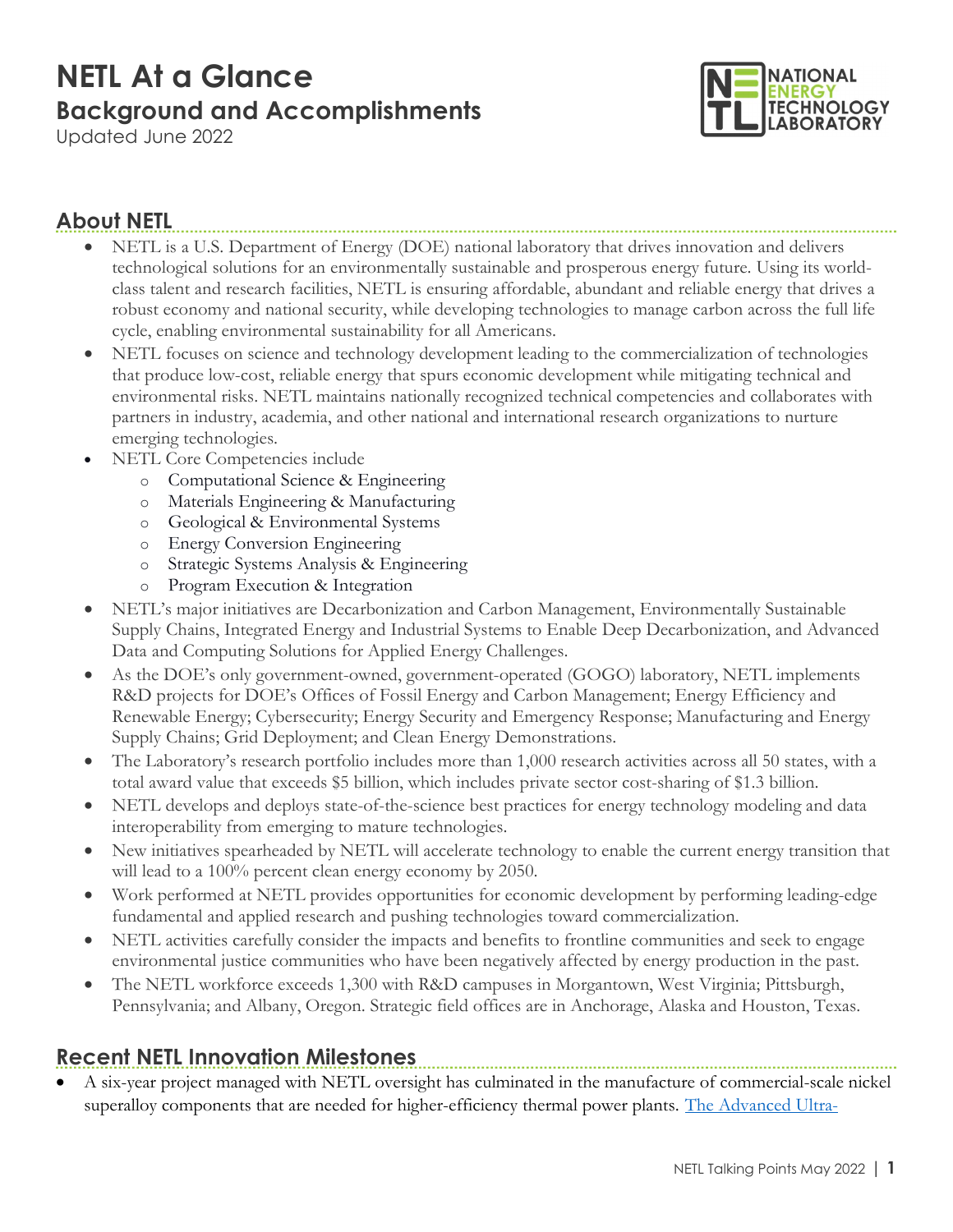# NETL At a Glance

## Background and Accomplishments

Updated June 2022

## About NETL

- NETL is a U.S. Department of Energy (DOE) national laboratory that drives innovation and delivers technological solutions for an environmentally sustainable and prosperous energy future. Using its world-class talent and research facilities, NETL is ensuring affordable, abundant and reliable energy that drives a robust economy and national security, while developing technologies to manage carbon across the full life cycle, enabling environmental sustainability for all Americans.
- NETL focuses on science and technology development leading to the commercialization of technologies that produce low-cost, reliable energy that spurs economic development while mitigating technical and environmental risks. NETL maintains nationally recognized technical competencies and collaborates with partners in industry, academia, and other national and international research organizations to nurture emerging technologies.
- NETL Core Competencies include
  - Computational Science & Engineering
  - Materials Engineering & Manufacturing
  - Geological & Environmental Systems
  - Energy Conversion Engineering
  - Strategic Systems Analysis & Engineering
  - Program Execution & Integration
- NETL's major initiatives are Decarbonization and Carbon Management, Environmentally Sustainable Supply Chains, Integrated Energy and Industrial Systems to Enable Deep Decarbonization, and Advanced Data and Computing Solutions for Applied Energy Challenges.
- As the DOE's only government-owned, government-operated (GOGO) laboratory, NETL implements R&D projects for DOE's Offices of Fossil Energy and Carbon Management; Energy Efficiency and Renewable Energy; Cybersecurity; Energy Security and Emergency Response; Manufacturing and Energy Supply Chains; Grid Deployment; and Clean Energy Demonstrations.
- The Laboratory's research portfolio includes more than 1,000 research activities across all 50 states, with a total award value that exceeds $5 billion, which includes private sector cost-sharing of $1.3 billion.
- NETL develops and deploys state-of-the-science best practices for energy technology modeling and data interoperability from emerging to mature technologies.
- New initiatives spearheaded by NETL will accelerate technology to enable the current energy transition that will lead to a 100% percent clean energy economy by 2050.
- Work performed at NETL provides opportunities for economic development by performing leading-edge fundamental and applied research and pushing technologies toward commercialization.
- NETL activities carefully consider the impacts and benefits to frontline communities and seek to engage environmental justice communities who have been negatively affected by energy production in the past.
- The NETL workforce exceeds 1,300 with R&D campuses in Morgantown, West Virginia; Pittsburgh, Pennsylvania; and Albany, Oregon. Strategic field offices are in Anchorage, Alaska and Houston, Texas.

## Recent NETL Innovation Milestones

- A six-year project managed with NETL oversight has culminated in the manufacture of commercial-scale nickel superalloy components that are needed for higher-efficiency thermal power plants. The Advanced Ultra-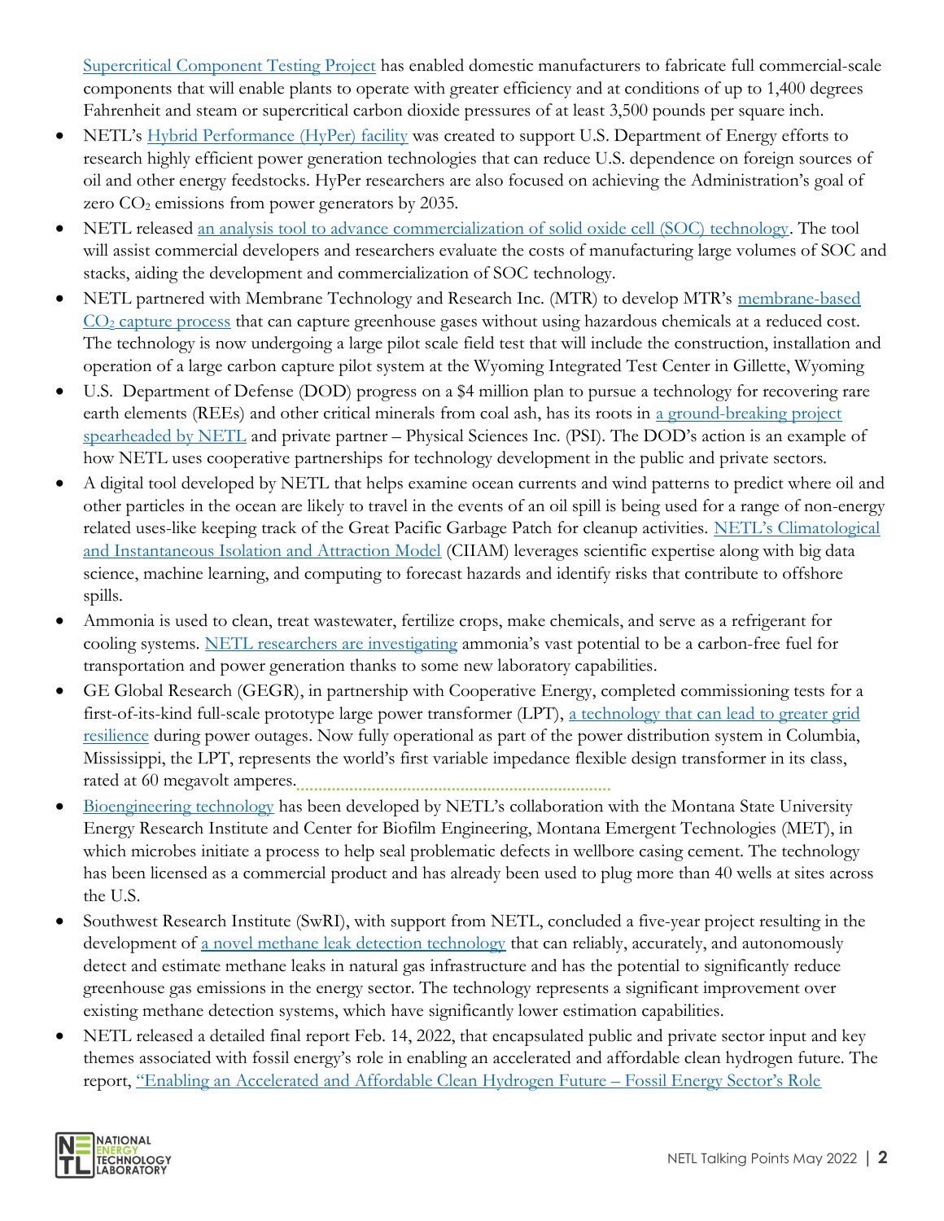Supercritical Component Testing Project has enabled domestic manufacturers to fabricate full commercial-scale components that will enable plants to operate with greater efficiency and at conditions of up to 1,400 degrees Fahrenheit and steam or supercritical carbon dioxide pressures of at least 3,500 pounds per square inch.

- NETL's Hybrid Performance (HyPer) facility was created to support U.S. Department of Energy efforts to research highly efficient power generation technologies that can reduce U.S. dependence on foreign sources of oil and other energy feedstocks. HyPer researchers are also focused on achieving the Administration's goal of zero $CO_2$ emissions from power generators by 2035.
- NETL released an analysis tool to advance commercialization of solid oxide cell (SOC) technology. The tool will assist commercial developers and researchers evaluate the costs of manufacturing large volumes of SOC and stacks, aiding the development and commercialization of SOC technology.
- NETL partnered with Membrane Technology and Research Inc. (MTR) to develop MTR's membrane-based $CO_2$ capture process that can capture greenhouse gases without using hazardous chemicals at a reduced cost. The technology is now undergoing a large pilot scale field test that will include the construction, installation and operation of a large carbon capture pilot system at the Wyoming Integrated Test Center in Gillette, Wyoming
- U.S. Department of Defense (DOD) progress on a $4 million plan to pursue a technology for recovering rare earth elements (REEs) and other critical minerals from coal ash, has its roots in a ground-breaking project spearheaded by NETL and private partner – Physical Sciences Inc. (PSI). The DOD's action is an example of how NETL uses cooperative partnerships for technology development in the public and private sectors.
- A digital tool developed by NETL that helps examine ocean currents and wind patterns to predict where oil and other particles in the ocean are likely to travel in the events of an oil spill is being used for a range of non-energy related uses-like keeping track of the Great Pacific Garbage Patch for cleanup activities. NETL's Climatological and Instantaneous Isolation and Attraction Model (CIIAM) leverages scientific expertise along with big data science, machine learning, and computing to forecast hazards and identify risks that contribute to offshore spills.
- Ammonia is used to clean, treat wastewater, fertilize crops, make chemicals, and serve as a refrigerant for cooling systems. NETL researchers are investigating ammonia's vast potential to be a carbon-free fuel for transportation and power generation thanks to some new laboratory capabilities.
- GE Global Research (GEGR), in partnership with Cooperative Energy, completed commissioning tests for a first-of-its-kind full-scale prototype large power transformer (LPT), a technology that can lead to greater grid resilience during power outages. Now fully operational as part of the power distribution system in Columbia, Mississippi, the LPT, represents the world's first variable impedance flexible design transformer in its class, rated at 60 megavolt amperes.
- Bioengineering technology has been developed by NETL's collaboration with the Montana State University Energy Research Institute and Center for Biofilm Engineering, Montana Emergent Technologies (MET), in which microbes initiate a process to help seal problematic defects in wellbore casing cement. The technology has been licensed as a commercial product and has already been used to plug more than 40 wells at sites across the U.S.
- Southwest Research Institute (SwRI), with support from NETL, concluded a five-year project resulting in the development of a novel methane leak detection technology that can reliably, accurately, and autonomously detect and estimate methane leaks in natural gas infrastructure and has the potential to significantly reduce greenhouse gas emissions in the energy sector. The technology represents a significant improvement over existing methane detection systems, which have significantly lower estimation capabilities.
- NETL released a detailed final report Feb. 14, 2022, that encapsulated public and private sector input and key themes associated with fossil energy's role in enabling an accelerated and affordable clean hydrogen future. The report, "Enabling an Accelerated and Affordable Clean Hydrogen Future – Fossil Energy Sector's Role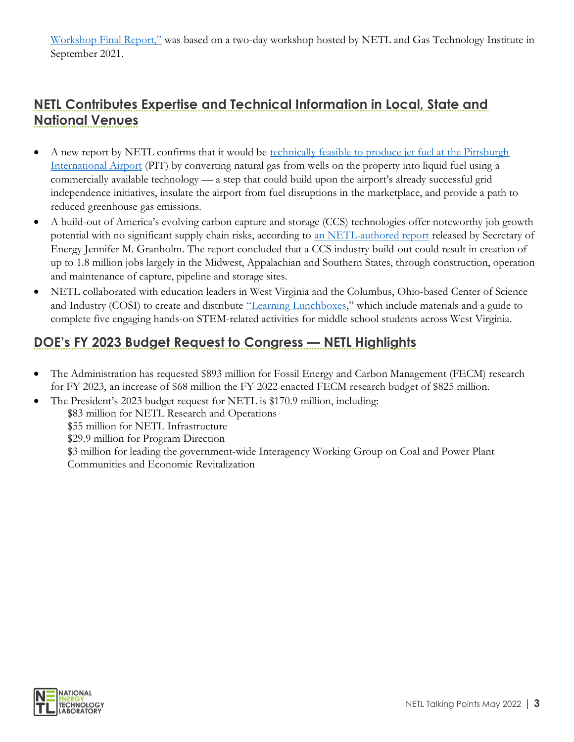Workshop Final Report," was based on a two-day workshop hosted by NETL and Gas Technology Institute in September 2021.

## NETL Contributes Expertise and Technical Information in Local, State and National Venues

- A new report by NETL confirms that it would be technically feasible to produce jet fuel at the Pittsburgh International Airport (PIT) by converting natural gas from wells on the property into liquid fuel using a commercially available technology — a step that could build upon the airport's already successful grid independence initiatives, insulate the airport from fuel disruptions in the marketplace, and provide a path to reduced greenhouse gas emissions.
- A build-out of America's evolving carbon capture and storage (CCS) technologies offer noteworthy job growth potential with no significant supply chain risks, according to an NETL-authored report released by Secretary of Energy Jennifer M. Granholm. The report concluded that a CCS industry build-out could result in creation of up to 1.8 million jobs largely in the Midwest, Appalachian and Southern States, through construction, operation and maintenance of capture, pipeline and storage sites.
- NETL collaborated with education leaders in West Virginia and the Columbus, Ohio-based Center of Science and Industry (COSI) to create and distribute "Learning Lunchboxes," which include materials and a guide to complete five engaging hands-on STEM-related activities for middle school students across West Virginia.

## DOE's FY 2023 Budget Request to Congress — NETL Highlights

- The Administration has requested $893 million for Fossil Energy and Carbon Management (FECM) research for FY 2023, an increase of $68 million the FY 2022 enacted FECM research budget of $825 million.
- The President's 2023 budget request for NETL is $170.9 million, including:
  - $83 million for NETL Research and Operations
  - $55 million for NETL Infrastructure
  - $29.9 million for Program Direction
  - $3 million for leading the government-wide Interagency Working Group on Coal and Power Plant Communities and Economic Revitalization